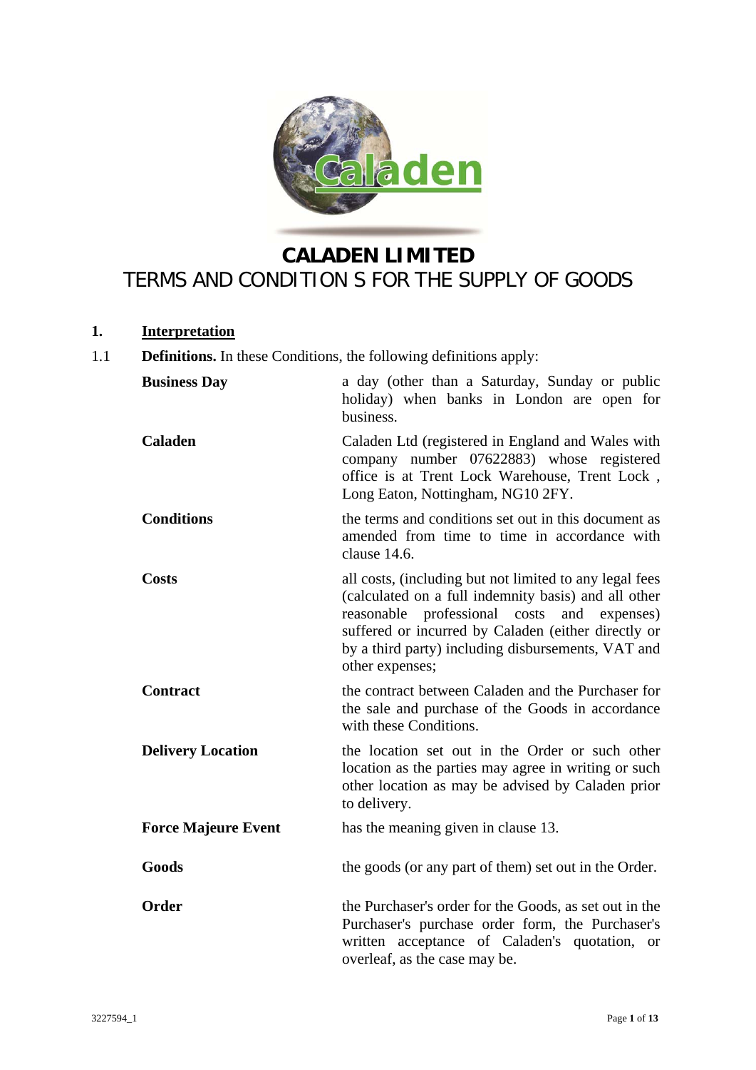# CALADEN LIMITED

## TERMS AND CONDITIONS FOR THE SUPPLY OF GOODS

**1. Interpretation**

1.1 **Definitions.** In these Conditions, the following definitions apply:

| | |
|---|---|
| **Business Day** | a day (other than a Saturday, Sunday or public holiday) when banks in London are open for business. |
| **Caladen** | Caladen Ltd (registered in England and Wales with company number 07622883) whose registered office is at Trent Lock Warehouse, Trent Lock , Long Eaton, Nottingham, NG10 2FY. |
| **Conditions** | the terms and conditions set out in this document as amended from time to time in accordance with clause 14.6. |
| **Costs** | all costs, (including but not limited to any legal fees (calculated on a full indemnity basis) and all other reasonable professional costs and expenses) suffered or incurred by Caladen (either directly or by a third party) including disbursements, VAT and other expenses; |
| **Contract** | the contract between Caladen and the Purchaser for the sale and purchase of the Goods in accordance with these Conditions. |
| **Delivery Location** | the location set out in the Order or such other location as the parties may agree in writing or such other location as may be advised by Caladen prior to delivery. |
| **Force Majeure Event** | has the meaning given in clause 13. |
| **Goods** | the goods (or any part of them) set out in the Order. |
| **Order** | the Purchaser's order for the Goods, as set out in the Purchaser's purchase order form, the Purchaser's written acceptance of Caladen's quotation, or overleaf, as the case may be. |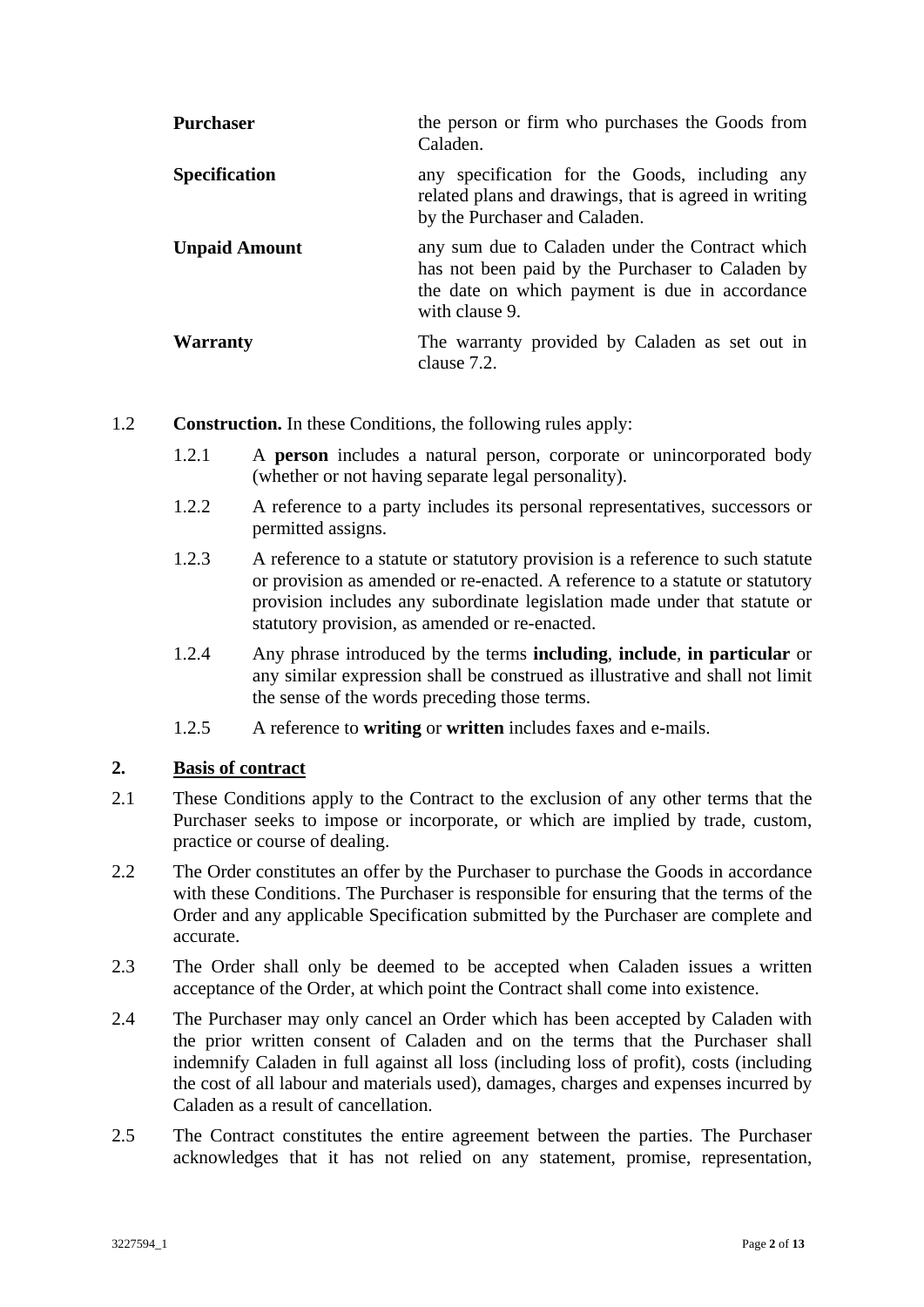| | |
|---|---|
| **Purchaser** | the person or firm who purchases the Goods from Caladen. |
| **Specification** | any specification for the Goods, including any related plans and drawings, that is agreed in writing by the Purchaser and Caladen. |
| **Unpaid Amount** | any sum due to Caladen under the Contract which has not been paid by the Purchaser to Caladen by the date on which payment is due in accordance with clause 9. |
| **Warranty** | The warranty provided by Caladen as set out in clause 7.2. |

1.2 **Construction.** In these Conditions, the following rules apply:

1.2.1 A **person** includes a natural person, corporate or unincorporated body (whether or not having separate legal personality).

1.2.2 A reference to a party includes its personal representatives, successors or permitted assigns.

1.2.3 A reference to a statute or statutory provision is a reference to such statute or provision as amended or re-enacted. A reference to a statute or statutory provision includes any subordinate legislation made under that statute or statutory provision, as amended or re-enacted.

1.2.4 Any phrase introduced by the terms **including**, **include**, **in particular** or any similar expression shall be construed as illustrative and shall not limit the sense of the words preceding those terms.

1.2.5 A reference to **writing** or **written** includes faxes and e-mails.

## 2. Basis of contract

2.1 These Conditions apply to the Contract to the exclusion of any other terms that the Purchaser seeks to impose or incorporate, or which are implied by trade, custom, practice or course of dealing.

2.2 The Order constitutes an offer by the Purchaser to purchase the Goods in accordance with these Conditions. The Purchaser is responsible for ensuring that the terms of the Order and any applicable Specification submitted by the Purchaser are complete and accurate.

2.3 The Order shall only be deemed to be accepted when Caladen issues a written acceptance of the Order, at which point the Contract shall come into existence.

2.4 The Purchaser may only cancel an Order which has been accepted by Caladen with the prior written consent of Caladen and on the terms that the Purchaser shall indemnify Caladen in full against all loss (including loss of profit), costs (including the cost of all labour and materials used), damages, charges and expenses incurred by Caladen as a result of cancellation.

2.5 The Contract constitutes the entire agreement between the parties. The Purchaser acknowledges that it has not relied on any statement, promise, representation,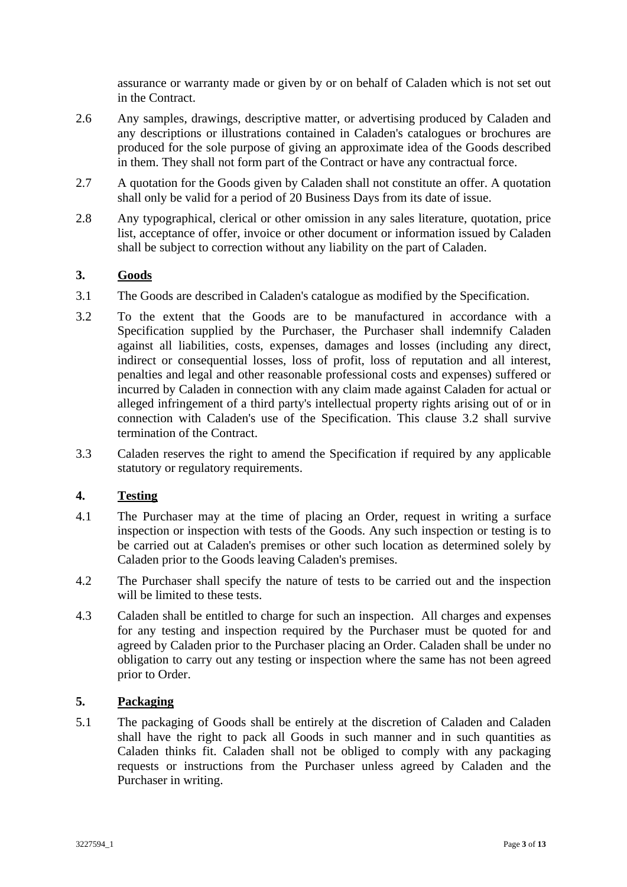assurance or warranty made or given by or on behalf of Caladen which is not set out in the Contract.

2.6 Any samples, drawings, descriptive matter, or advertising produced by Caladen and any descriptions or illustrations contained in Caladen's catalogues or brochures are produced for the sole purpose of giving an approximate idea of the Goods described in them. They shall not form part of the Contract or have any contractual force.

2.7 A quotation for the Goods given by Caladen shall not constitute an offer. A quotation shall only be valid for a period of 20 Business Days from its date of issue.

2.8 Any typographical, clerical or other omission in any sales literature, quotation, price list, acceptance of offer, invoice or other document or information issued by Caladen shall be subject to correction without any liability on the part of Caladen.

## 3. <u>Goods</u>

3.1 The Goods are described in Caladen's catalogue as modified by the Specification.

3.2 To the extent that the Goods are to be manufactured in accordance with a Specification supplied by the Purchaser, the Purchaser shall indemnify Caladen against all liabilities, costs, expenses, damages and losses (including any direct, indirect or consequential losses, loss of profit, loss of reputation and all interest, penalties and legal and other reasonable professional costs and expenses) suffered or incurred by Caladen in connection with any claim made against Caladen for actual or alleged infringement of a third party's intellectual property rights arising out of or in connection with Caladen's use of the Specification. This clause 3.2 shall survive termination of the Contract.

3.3 Caladen reserves the right to amend the Specification if required by any applicable statutory or regulatory requirements.

## 4. <u>Testing</u>

4.1 The Purchaser may at the time of placing an Order, request in writing a surface inspection or inspection with tests of the Goods. Any such inspection or testing is to be carried out at Caladen's premises or other such location as determined solely by Caladen prior to the Goods leaving Caladen's premises.

4.2 The Purchaser shall specify the nature of tests to be carried out and the inspection will be limited to these tests.

4.3 Caladen shall be entitled to charge for such an inspection. All charges and expenses for any testing and inspection required by the Purchaser must be quoted for and agreed by Caladen prior to the Purchaser placing an Order. Caladen shall be under no obligation to carry out any testing or inspection where the same has not been agreed prior to Order.

## 5. <u>Packaging</u>

5.1 The packaging of Goods shall be entirely at the discretion of Caladen and Caladen shall have the right to pack all Goods in such manner and in such quantities as Caladen thinks fit. Caladen shall not be obliged to comply with any packaging requests or instructions from the Purchaser unless agreed by Caladen and the Purchaser in writing.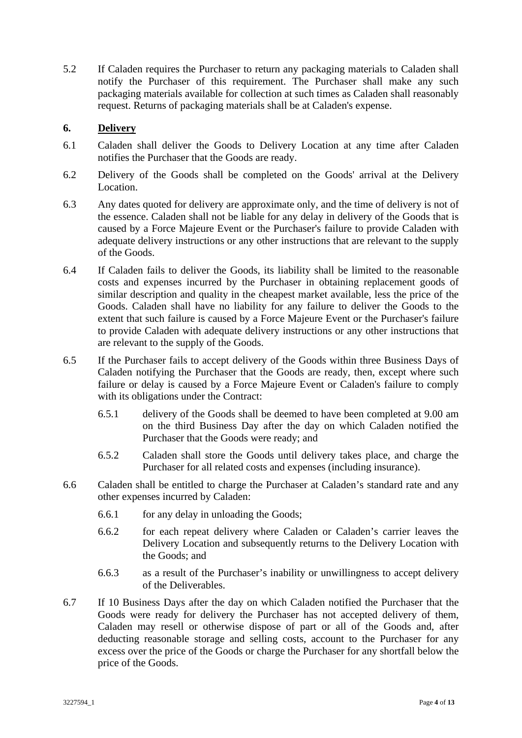5.2 If Caladen requires the Purchaser to return any packaging materials to Caladen shall notify the Purchaser of this requirement. The Purchaser shall make any such packaging materials available for collection at such times as Caladen shall reasonably request. Returns of packaging materials shall be at Caladen's expense.

## 6. <u>Delivery</u>

6.1 Caladen shall deliver the Goods to Delivery Location at any time after Caladen notifies the Purchaser that the Goods are ready.

6.2 Delivery of the Goods shall be completed on the Goods' arrival at the Delivery Location.

6.3 Any dates quoted for delivery are approximate only, and the time of delivery is not of the essence. Caladen shall not be liable for any delay in delivery of the Goods that is caused by a Force Majeure Event or the Purchaser's failure to provide Caladen with adequate delivery instructions or any other instructions that are relevant to the supply of the Goods.

6.4 If Caladen fails to deliver the Goods, its liability shall be limited to the reasonable costs and expenses incurred by the Purchaser in obtaining replacement goods of similar description and quality in the cheapest market available, less the price of the Goods. Caladen shall have no liability for any failure to deliver the Goods to the extent that such failure is caused by a Force Majeure Event or the Purchaser's failure to provide Caladen with adequate delivery instructions or any other instructions that are relevant to the supply of the Goods.

6.5 If the Purchaser fails to accept delivery of the Goods within three Business Days of Caladen notifying the Purchaser that the Goods are ready, then, except where such failure or delay is caused by a Force Majeure Event or Caladen's failure to comply with its obligations under the Contract:

6.5.1 delivery of the Goods shall be deemed to have been completed at 9.00 am on the third Business Day after the day on which Caladen notified the Purchaser that the Goods were ready; and

6.5.2 Caladen shall store the Goods until delivery takes place, and charge the Purchaser for all related costs and expenses (including insurance).

6.6 Caladen shall be entitled to charge the Purchaser at Caladen's standard rate and any other expenses incurred by Caladen:

6.6.1 for any delay in unloading the Goods;

6.6.2 for each repeat delivery where Caladen or Caladen's carrier leaves the Delivery Location and subsequently returns to the Delivery Location with the Goods; and

6.6.3 as a result of the Purchaser's inability or unwillingness to accept delivery of the Deliverables.

6.7 If 10 Business Days after the day on which Caladen notified the Purchaser that the Goods were ready for delivery the Purchaser has not accepted delivery of them, Caladen may resell or otherwise dispose of part or all of the Goods and, after deducting reasonable storage and selling costs, account to the Purchaser for any excess over the price of the Goods or charge the Purchaser for any shortfall below the price of the Goods.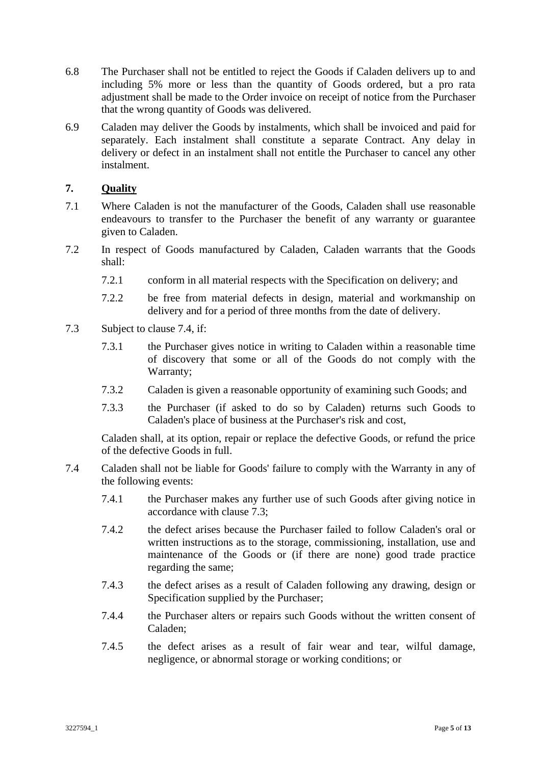6.8 The Purchaser shall not be entitled to reject the Goods if Caladen delivers up to and including 5% more or less than the quantity of Goods ordered, but a pro rata adjustment shall be made to the Order invoice on receipt of notice from the Purchaser that the wrong quantity of Goods was delivered.

6.9 Caladen may deliver the Goods by instalments, which shall be invoiced and paid for separately. Each instalment shall constitute a separate Contract. Any delay in delivery or defect in an instalment shall not entitle the Purchaser to cancel any other instalment.

## 7. Quality

7.1 Where Caladen is not the manufacturer of the Goods, Caladen shall use reasonable endeavours to transfer to the Purchaser the benefit of any warranty or guarantee given to Caladen.

7.2 In respect of Goods manufactured by Caladen, Caladen warrants that the Goods shall:

7.2.1 conform in all material respects with the Specification on delivery; and

7.2.2 be free from material defects in design, material and workmanship on delivery and for a period of three months from the date of delivery.

7.3 Subject to clause 7.4, if:

7.3.1 the Purchaser gives notice in writing to Caladen within a reasonable time of discovery that some or all of the Goods do not comply with the Warranty;

7.3.2 Caladen is given a reasonable opportunity of examining such Goods; and

7.3.3 the Purchaser (if asked to do so by Caladen) returns such Goods to Caladen's place of business at the Purchaser's risk and cost,

Caladen shall, at its option, repair or replace the defective Goods, or refund the price of the defective Goods in full.

7.4 Caladen shall not be liable for Goods' failure to comply with the Warranty in any of the following events:

7.4.1 the Purchaser makes any further use of such Goods after giving notice in accordance with clause 7.3;

7.4.2 the defect arises because the Purchaser failed to follow Caladen's oral or written instructions as to the storage, commissioning, installation, use and maintenance of the Goods or (if there are none) good trade practice regarding the same;

7.4.3 the defect arises as a result of Caladen following any drawing, design or Specification supplied by the Purchaser;

7.4.4 the Purchaser alters or repairs such Goods without the written consent of Caladen;

7.4.5 the defect arises as a result of fair wear and tear, wilful damage, negligence, or abnormal storage or working conditions; or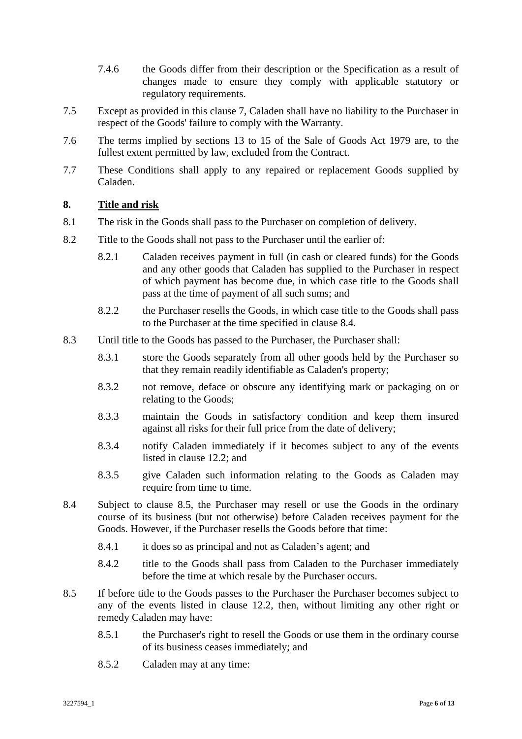7.4.6 the Goods differ from their description or the Specification as a result of changes made to ensure they comply with applicable statutory or regulatory requirements.

7.5 Except as provided in this clause 7, Caladen shall have no liability to the Purchaser in respect of the Goods' failure to comply with the Warranty.

7.6 The terms implied by sections 13 to 15 of the Sale of Goods Act 1979 are, to the fullest extent permitted by law, excluded from the Contract.

7.7 These Conditions shall apply to any repaired or replacement Goods supplied by Caladen.

## 8. Title and risk

8.1 The risk in the Goods shall pass to the Purchaser on completion of delivery.

8.2 Title to the Goods shall not pass to the Purchaser until the earlier of:

8.2.1 Caladen receives payment in full (in cash or cleared funds) for the Goods and any other goods that Caladen has supplied to the Purchaser in respect of which payment has become due, in which case title to the Goods shall pass at the time of payment of all such sums; and

8.2.2 the Purchaser resells the Goods, in which case title to the Goods shall pass to the Purchaser at the time specified in clause 8.4.

8.3 Until title to the Goods has passed to the Purchaser, the Purchaser shall:

8.3.1 store the Goods separately from all other goods held by the Purchaser so that they remain readily identifiable as Caladen's property;

8.3.2 not remove, deface or obscure any identifying mark or packaging on or relating to the Goods;

8.3.3 maintain the Goods in satisfactory condition and keep them insured against all risks for their full price from the date of delivery;

8.3.4 notify Caladen immediately if it becomes subject to any of the events listed in clause 12.2; and

8.3.5 give Caladen such information relating to the Goods as Caladen may require from time to time.

8.4 Subject to clause 8.5, the Purchaser may resell or use the Goods in the ordinary course of its business (but not otherwise) before Caladen receives payment for the Goods. However, if the Purchaser resells the Goods before that time:

8.4.1 it does so as principal and not as Caladen's agent; and

8.4.2 title to the Goods shall pass from Caladen to the Purchaser immediately before the time at which resale by the Purchaser occurs.

8.5 If before title to the Goods passes to the Purchaser the Purchaser becomes subject to any of the events listed in clause 12.2, then, without limiting any other right or remedy Caladen may have:

8.5.1 the Purchaser's right to resell the Goods or use them in the ordinary course of its business ceases immediately; and

8.5.2 Caladen may at any time: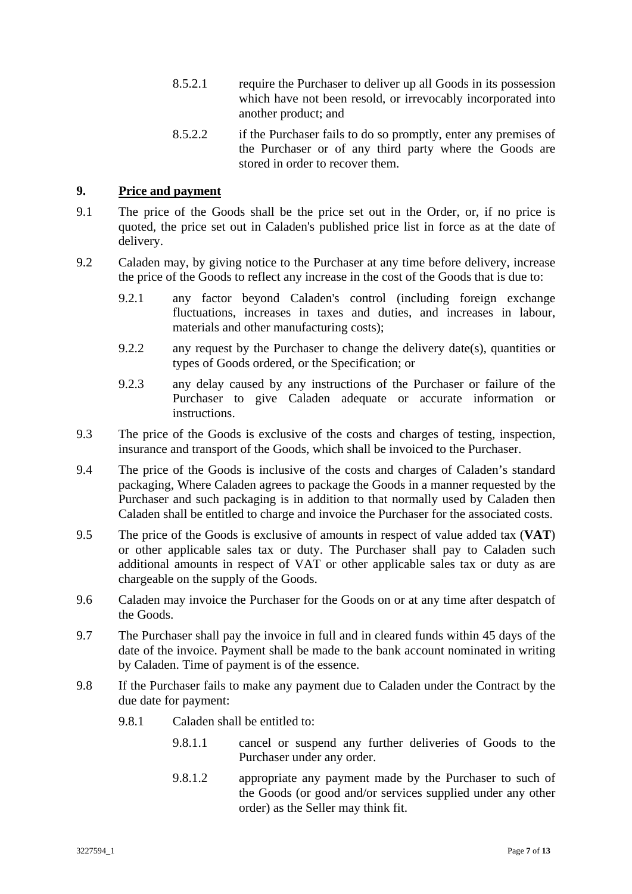8.5.2.1 require the Purchaser to deliver up all Goods in its possession which have not been resold, or irrevocably incorporated into another product; and

8.5.2.2 if the Purchaser fails to do so promptly, enter any premises of the Purchaser or of any third party where the Goods are stored in order to recover them.

## 9. Price and payment

9.1 The price of the Goods shall be the price set out in the Order, or, if no price is quoted, the price set out in Caladen's published price list in force as at the date of delivery.

9.2 Caladen may, by giving notice to the Purchaser at any time before delivery, increase the price of the Goods to reflect any increase in the cost of the Goods that is due to:

9.2.1 any factor beyond Caladen's control (including foreign exchange fluctuations, increases in taxes and duties, and increases in labour, materials and other manufacturing costs);

9.2.2 any request by the Purchaser to change the delivery date(s), quantities or types of Goods ordered, or the Specification; or

9.2.3 any delay caused by any instructions of the Purchaser or failure of the Purchaser to give Caladen adequate or accurate information or instructions.

9.3 The price of the Goods is exclusive of the costs and charges of testing, inspection, insurance and transport of the Goods, which shall be invoiced to the Purchaser.

9.4 The price of the Goods is inclusive of the costs and charges of Caladen's standard packaging, Where Caladen agrees to package the Goods in a manner requested by the Purchaser and such packaging is in addition to that normally used by Caladen then Caladen shall be entitled to charge and invoice the Purchaser for the associated costs.

9.5 The price of the Goods is exclusive of amounts in respect of value added tax (**VAT**) or other applicable sales tax or duty. The Purchaser shall pay to Caladen such additional amounts in respect of VAT or other applicable sales tax or duty as are chargeable on the supply of the Goods.

9.6 Caladen may invoice the Purchaser for the Goods on or at any time after despatch of the Goods.

9.7 The Purchaser shall pay the invoice in full and in cleared funds within 45 days of the date of the invoice. Payment shall be made to the bank account nominated in writing by Caladen. Time of payment is of the essence.

9.8 If the Purchaser fails to make any payment due to Caladen under the Contract by the due date for payment:

9.8.1 Caladen shall be entitled to:

9.8.1.1 cancel or suspend any further deliveries of Goods to the Purchaser under any order.

9.8.1.2 appropriate any payment made by the Purchaser to such of the Goods (or good and/or services supplied under any other order) as the Seller may think fit.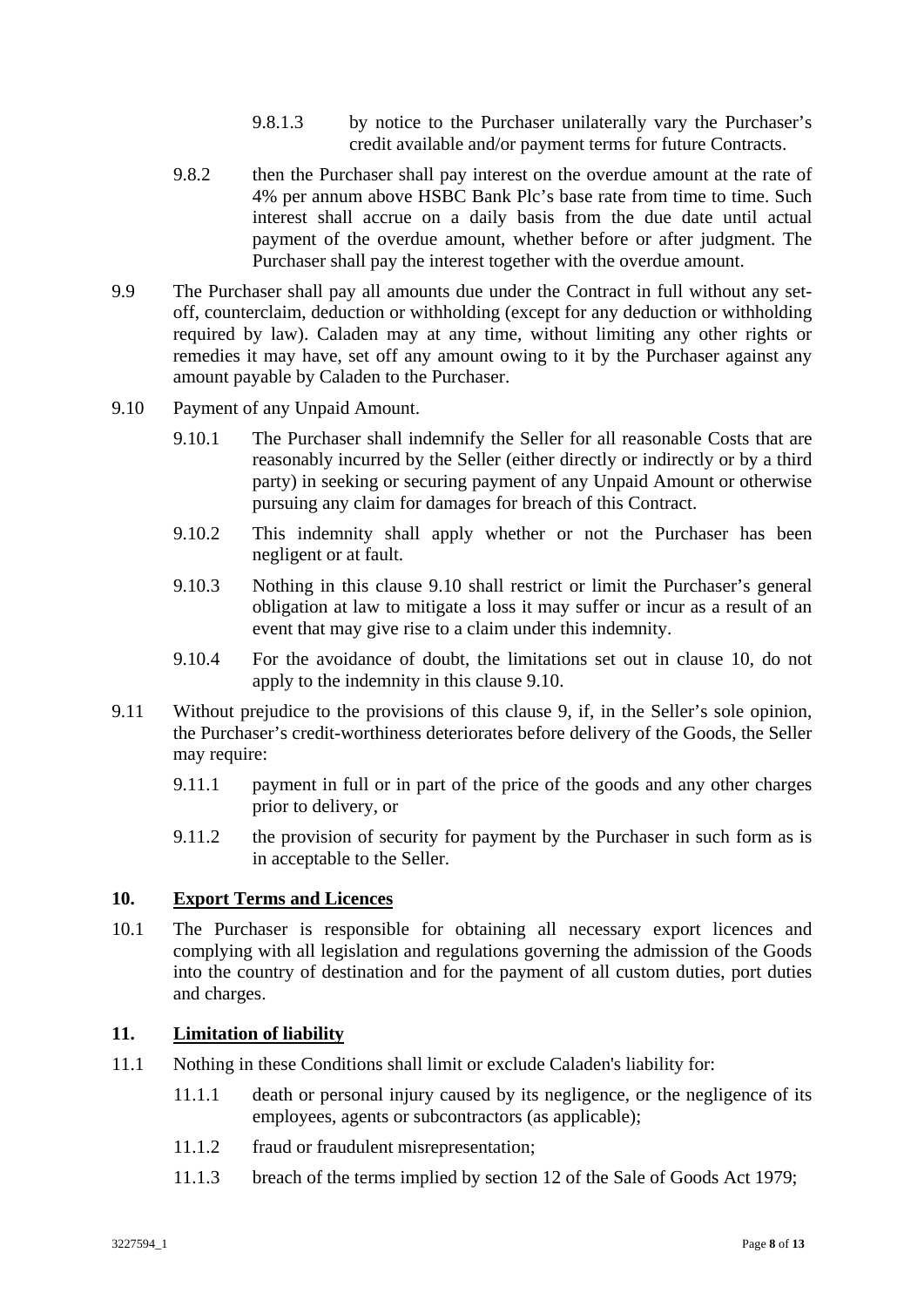9.8.1.3 by notice to the Purchaser unilaterally vary the Purchaser's credit available and/or payment terms for future Contracts.

9.8.2 then the Purchaser shall pay interest on the overdue amount at the rate of 4% per annum above HSBC Bank Plc's base rate from time to time. Such interest shall accrue on a daily basis from the due date until actual payment of the overdue amount, whether before or after judgment. The Purchaser shall pay the interest together with the overdue amount.

9.9 The Purchaser shall pay all amounts due under the Contract in full without any set-off, counterclaim, deduction or withholding (except for any deduction or withholding required by law). Caladen may at any time, without limiting any other rights or remedies it may have, set off any amount owing to it by the Purchaser against any amount payable by Caladen to the Purchaser.

9.10 Payment of any Unpaid Amount.

9.10.1 The Purchaser shall indemnify the Seller for all reasonable Costs that are reasonably incurred by the Seller (either directly or indirectly or by a third party) in seeking or securing payment of any Unpaid Amount or otherwise pursuing any claim for damages for breach of this Contract.

9.10.2 This indemnity shall apply whether or not the Purchaser has been negligent or at fault.

9.10.3 Nothing in this clause 9.10 shall restrict or limit the Purchaser's general obligation at law to mitigate a loss it may suffer or incur as a result of an event that may give rise to a claim under this indemnity.

9.10.4 For the avoidance of doubt, the limitations set out in clause 10, do not apply to the indemnity in this clause 9.10.

9.11 Without prejudice to the provisions of this clause 9, if, in the Seller's sole opinion, the Purchaser's credit-worthiness deteriorates before delivery of the Goods, the Seller may require:

9.11.1 payment in full or in part of the price of the goods and any other charges prior to delivery, or

9.11.2 the provision of security for payment by the Purchaser in such form as is in acceptable to the Seller.

## 10. Export Terms and Licences

10.1 The Purchaser is responsible for obtaining all necessary export licences and complying with all legislation and regulations governing the admission of the Goods into the country of destination and for the payment of all custom duties, port duties and charges.

## 11. Limitation of liability

11.1 Nothing in these Conditions shall limit or exclude Caladen's liability for:

11.1.1 death or personal injury caused by its negligence, or the negligence of its employees, agents or subcontractors (as applicable);

11.1.2 fraud or fraudulent misrepresentation;

11.1.3 breach of the terms implied by section 12 of the Sale of Goods Act 1979;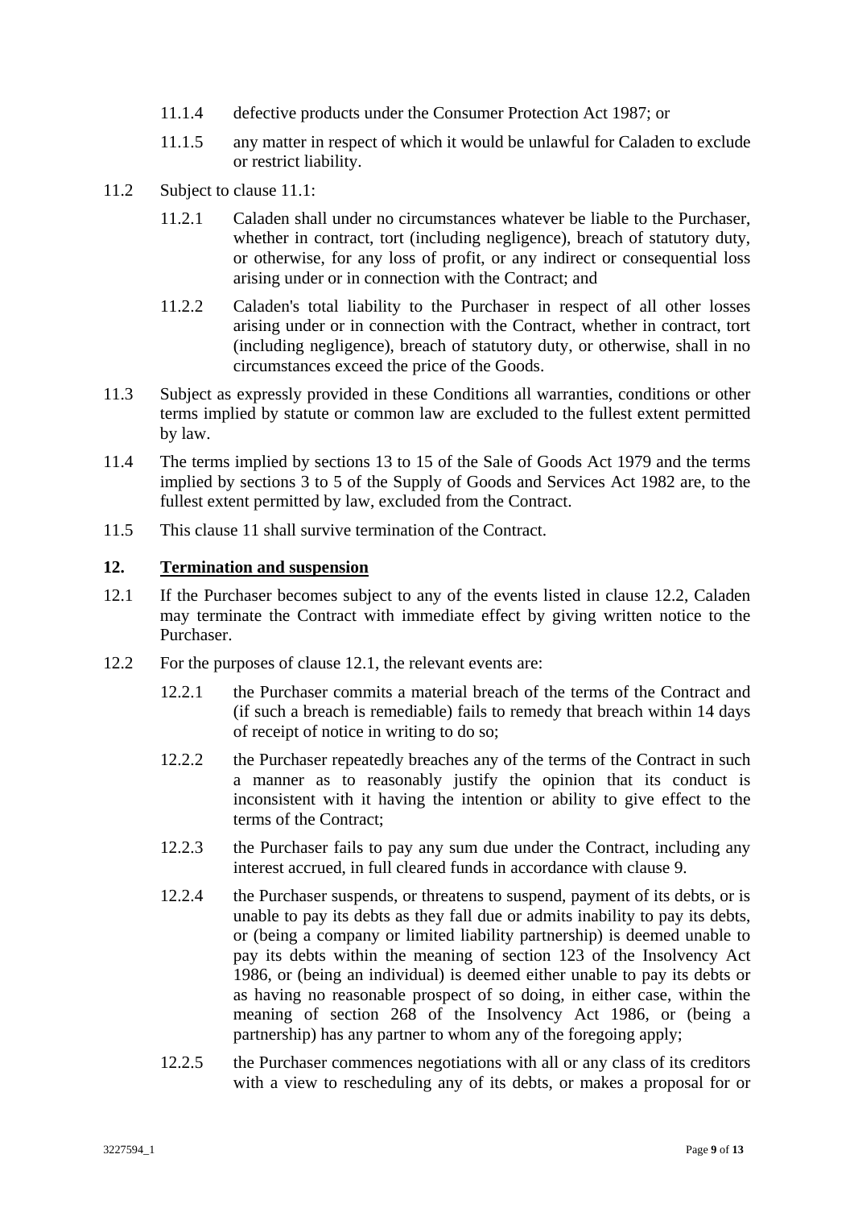11.1.4 defective products under the Consumer Protection Act 1987; or

11.1.5 any matter in respect of which it would be unlawful for Caladen to exclude or restrict liability.

11.2 Subject to clause 11.1:

11.2.1 Caladen shall under no circumstances whatever be liable to the Purchaser, whether in contract, tort (including negligence), breach of statutory duty, or otherwise, for any loss of profit, or any indirect or consequential loss arising under or in connection with the Contract; and

11.2.2 Caladen's total liability to the Purchaser in respect of all other losses arising under or in connection with the Contract, whether in contract, tort (including negligence), breach of statutory duty, or otherwise, shall in no circumstances exceed the price of the Goods.

11.3 Subject as expressly provided in these Conditions all warranties, conditions or other terms implied by statute or common law are excluded to the fullest extent permitted by law.

11.4 The terms implied by sections 13 to 15 of the Sale of Goods Act 1979 and the terms implied by sections 3 to 5 of the Supply of Goods and Services Act 1982 are, to the fullest extent permitted by law, excluded from the Contract.

11.5 This clause 11 shall survive termination of the Contract.

## 12. Termination and suspension

12.1 If the Purchaser becomes subject to any of the events listed in clause 12.2, Caladen may terminate the Contract with immediate effect by giving written notice to the Purchaser.

12.2 For the purposes of clause 12.1, the relevant events are:

12.2.1 the Purchaser commits a material breach of the terms of the Contract and (if such a breach is remediable) fails to remedy that breach within 14 days of receipt of notice in writing to do so;

12.2.2 the Purchaser repeatedly breaches any of the terms of the Contract in such a manner as to reasonably justify the opinion that its conduct is inconsistent with it having the intention or ability to give effect to the terms of the Contract;

12.2.3 the Purchaser fails to pay any sum due under the Contract, including any interest accrued, in full cleared funds in accordance with clause 9.

12.2.4 the Purchaser suspends, or threatens to suspend, payment of its debts, or is unable to pay its debts as they fall due or admits inability to pay its debts, or (being a company or limited liability partnership) is deemed unable to pay its debts within the meaning of section 123 of the Insolvency Act 1986, or (being an individual) is deemed either unable to pay its debts or as having no reasonable prospect of so doing, in either case, within the meaning of section 268 of the Insolvency Act 1986, or (being a partnership) has any partner to whom any of the foregoing apply;

12.2.5 the Purchaser commences negotiations with all or any class of its creditors with a view to rescheduling any of its debts, or makes a proposal for or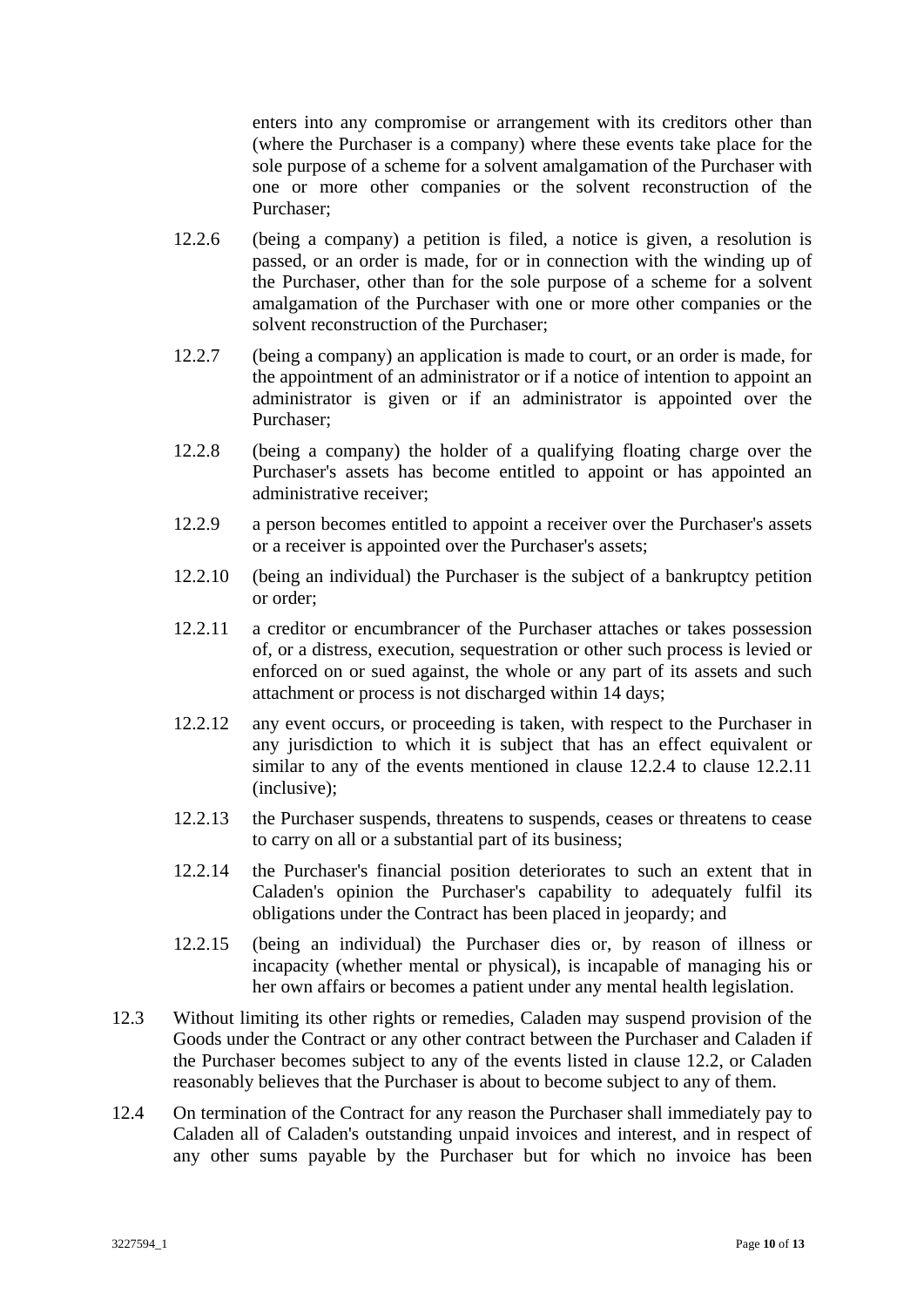enters into any compromise or arrangement with its creditors other than (where the Purchaser is a company) where these events take place for the sole purpose of a scheme for a solvent amalgamation of the Purchaser with one or more other companies or the solvent reconstruction of the Purchaser;

12.2.6 (being a company) a petition is filed, a notice is given, a resolution is passed, or an order is made, for or in connection with the winding up of the Purchaser, other than for the sole purpose of a scheme for a solvent amalgamation of the Purchaser with one or more other companies or the solvent reconstruction of the Purchaser;

12.2.7 (being a company) an application is made to court, or an order is made, for the appointment of an administrator or if a notice of intention to appoint an administrator is given or if an administrator is appointed over the Purchaser;

12.2.8 (being a company) the holder of a qualifying floating charge over the Purchaser's assets has become entitled to appoint or has appointed an administrative receiver;

12.2.9 a person becomes entitled to appoint a receiver over the Purchaser's assets or a receiver is appointed over the Purchaser's assets;

12.2.10 (being an individual) the Purchaser is the subject of a bankruptcy petition or order;

12.2.11 a creditor or encumbrancer of the Purchaser attaches or takes possession of, or a distress, execution, sequestration or other such process is levied or enforced on or sued against, the whole or any part of its assets and such attachment or process is not discharged within 14 days;

12.2.12 any event occurs, or proceeding is taken, with respect to the Purchaser in any jurisdiction to which it is subject that has an effect equivalent or similar to any of the events mentioned in clause 12.2.4 to clause 12.2.11 (inclusive);

12.2.13 the Purchaser suspends, threatens to suspends, ceases or threatens to cease to carry on all or a substantial part of its business;

12.2.14 the Purchaser's financial position deteriorates to such an extent that in Caladen's opinion the Purchaser's capability to adequately fulfil its obligations under the Contract has been placed in jeopardy; and

12.2.15 (being an individual) the Purchaser dies or, by reason of illness or incapacity (whether mental or physical), is incapable of managing his or her own affairs or becomes a patient under any mental health legislation.

12.3 Without limiting its other rights or remedies, Caladen may suspend provision of the Goods under the Contract or any other contract between the Purchaser and Caladen if the Purchaser becomes subject to any of the events listed in clause 12.2, or Caladen reasonably believes that the Purchaser is about to become subject to any of them.

12.4 On termination of the Contract for any reason the Purchaser shall immediately pay to Caladen all of Caladen's outstanding unpaid invoices and interest, and in respect of any other sums payable by the Purchaser but for which no invoice has been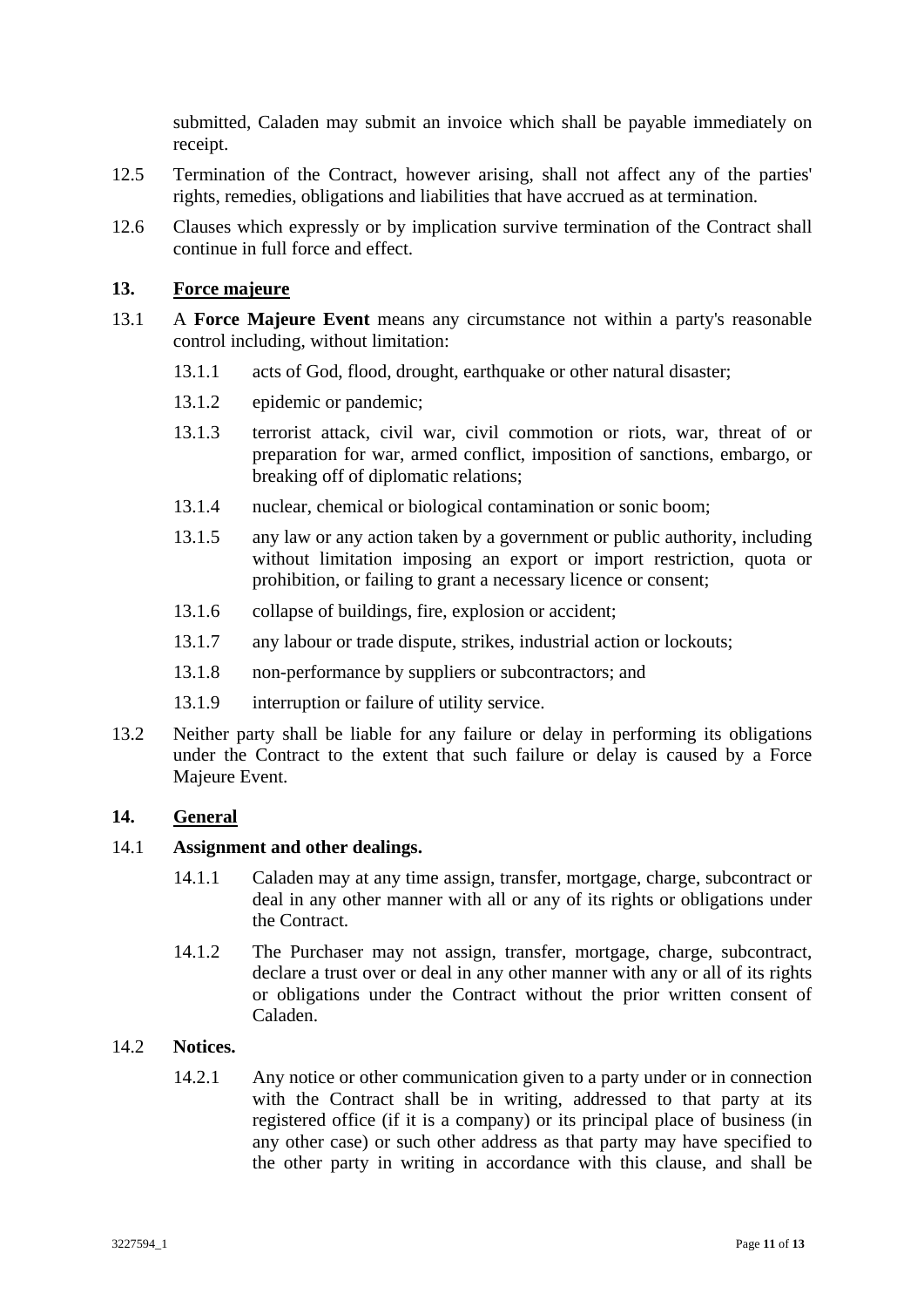submitted, Caladen may submit an invoice which shall be payable immediately on receipt.

12.5 Termination of the Contract, however arising, shall not affect any of the parties' rights, remedies, obligations and liabilities that have accrued as at termination.

12.6 Clauses which expressly or by implication survive termination of the Contract shall continue in full force and effect.

## 13. Force majeure

13.1 A **Force Majeure Event** means any circumstance not within a party's reasonable control including, without limitation:

13.1.1 acts of God, flood, drought, earthquake or other natural disaster;

13.1.2 epidemic or pandemic;

13.1.3 terrorist attack, civil war, civil commotion or riots, war, threat of or preparation for war, armed conflict, imposition of sanctions, embargo, or breaking off of diplomatic relations;

13.1.4 nuclear, chemical or biological contamination or sonic boom;

13.1.5 any law or any action taken by a government or public authority, including without limitation imposing an export or import restriction, quota or prohibition, or failing to grant a necessary licence or consent;

13.1.6 collapse of buildings, fire, explosion or accident;

13.1.7 any labour or trade dispute, strikes, industrial action or lockouts;

13.1.8 non-performance by suppliers or subcontractors; and

13.1.9 interruption or failure of utility service.

13.2 Neither party shall be liable for any failure or delay in performing its obligations under the Contract to the extent that such failure or delay is caused by a Force Majeure Event.

## 14. General

14.1 **Assignment and other dealings.**

14.1.1 Caladen may at any time assign, transfer, mortgage, charge, subcontract or deal in any other manner with all or any of its rights or obligations under the Contract.

14.1.2 The Purchaser may not assign, transfer, mortgage, charge, subcontract, declare a trust over or deal in any other manner with any or all of its rights or obligations under the Contract without the prior written consent of Caladen.

14.2 **Notices.**

14.2.1 Any notice or other communication given to a party under or in connection with the Contract shall be in writing, addressed to that party at its registered office (if it is a company) or its principal place of business (in any other case) or such other address as that party may have specified to the other party in writing in accordance with this clause, and shall be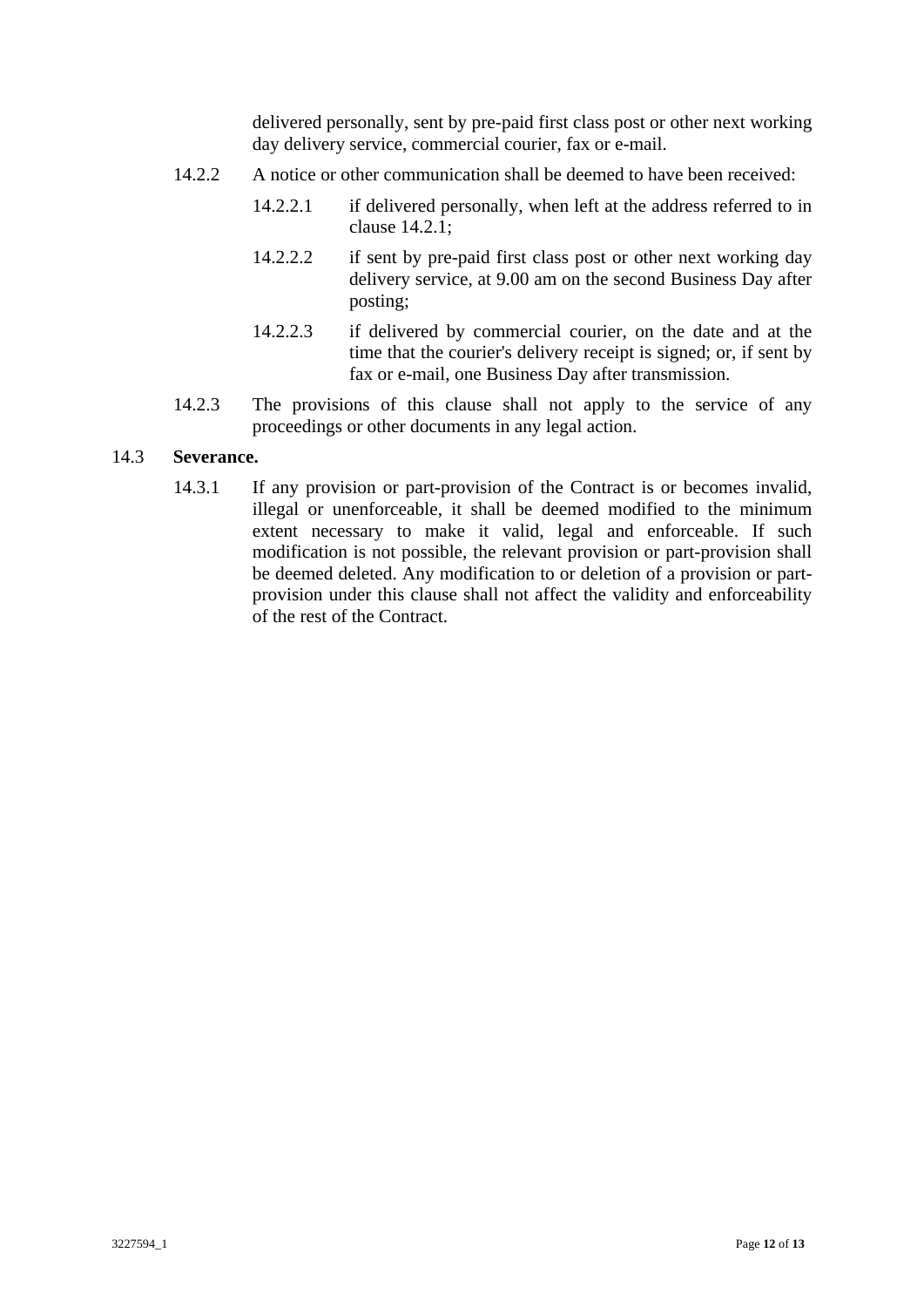delivered personally, sent by pre-paid first class post or other next working day delivery service, commercial courier, fax or e-mail.

14.2.2 A notice or other communication shall be deemed to have been received:

14.2.2.1 if delivered personally, when left at the address referred to in clause 14.2.1;

14.2.2.2 if sent by pre-paid first class post or other next working day delivery service, at 9.00 am on the second Business Day after posting;

14.2.2.3 if delivered by commercial courier, on the date and at the time that the courier's delivery receipt is signed; or, if sent by fax or e-mail, one Business Day after transmission.

14.2.3 The provisions of this clause shall not apply to the service of any proceedings or other documents in any legal action.

14.3 **Severance.**

14.3.1 If any provision or part-provision of the Contract is or becomes invalid, illegal or unenforceable, it shall be deemed modified to the minimum extent necessary to make it valid, legal and enforceable. If such modification is not possible, the relevant provision or part-provision shall be deemed deleted. Any modification to or deletion of a provision or part-provision under this clause shall not affect the validity and enforceability of the rest of the Contract.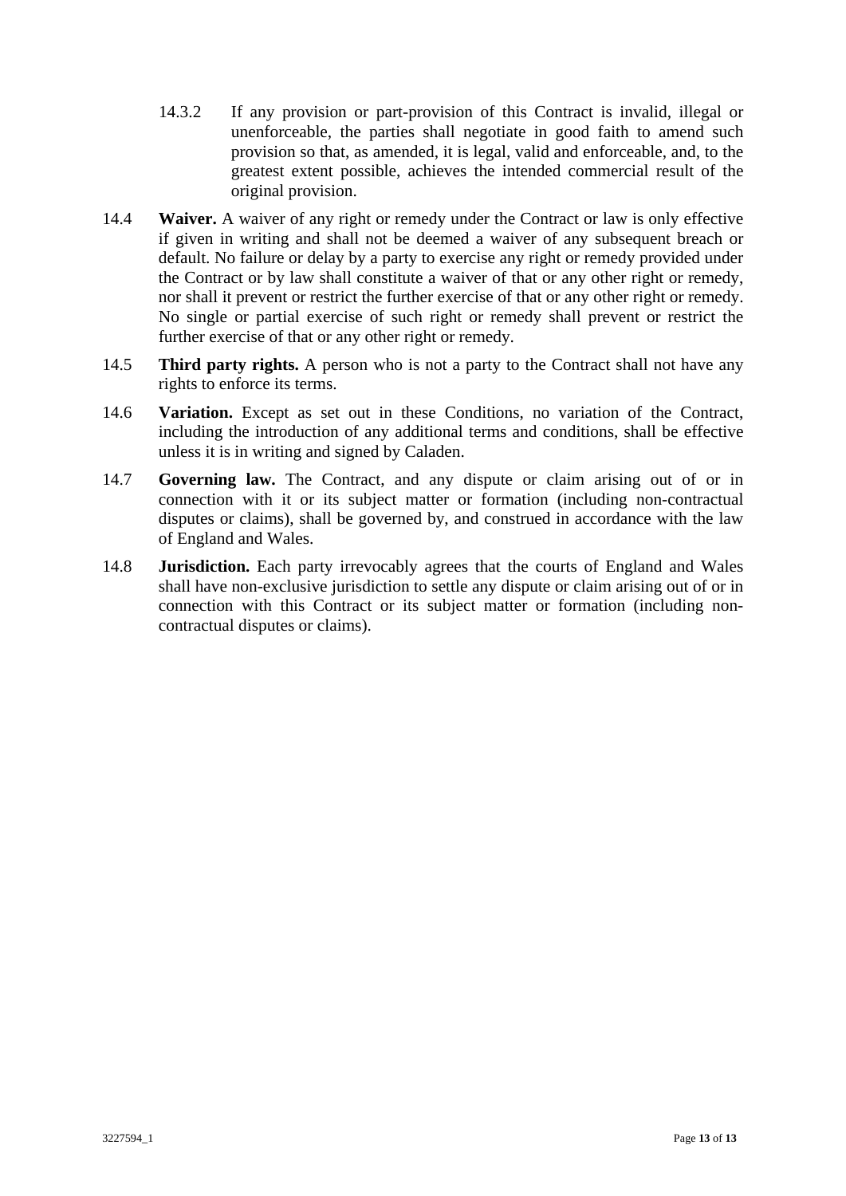14.3.2 If any provision or part-provision of this Contract is invalid, illegal or unenforceable, the parties shall negotiate in good faith to amend such provision so that, as amended, it is legal, valid and enforceable, and, to the greatest extent possible, achieves the intended commercial result of the original provision.

14.4 **Waiver.** A waiver of any right or remedy under the Contract or law is only effective if given in writing and shall not be deemed a waiver of any subsequent breach or default. No failure or delay by a party to exercise any right or remedy provided under the Contract or by law shall constitute a waiver of that or any other right or remedy, nor shall it prevent or restrict the further exercise of that or any other right or remedy. No single or partial exercise of such right or remedy shall prevent or restrict the further exercise of that or any other right or remedy.

14.5 **Third party rights.** A person who is not a party to the Contract shall not have any rights to enforce its terms.

14.6 **Variation.** Except as set out in these Conditions, no variation of the Contract, including the introduction of any additional terms and conditions, shall be effective unless it is in writing and signed by Caladen.

14.7 **Governing law.** The Contract, and any dispute or claim arising out of or in connection with it or its subject matter or formation (including non-contractual disputes or claims), shall be governed by, and construed in accordance with the law of England and Wales.

14.8 **Jurisdiction.** Each party irrevocably agrees that the courts of England and Wales shall have non-exclusive jurisdiction to settle any dispute or claim arising out of or in connection with this Contract or its subject matter or formation (including non-contractual disputes or claims).